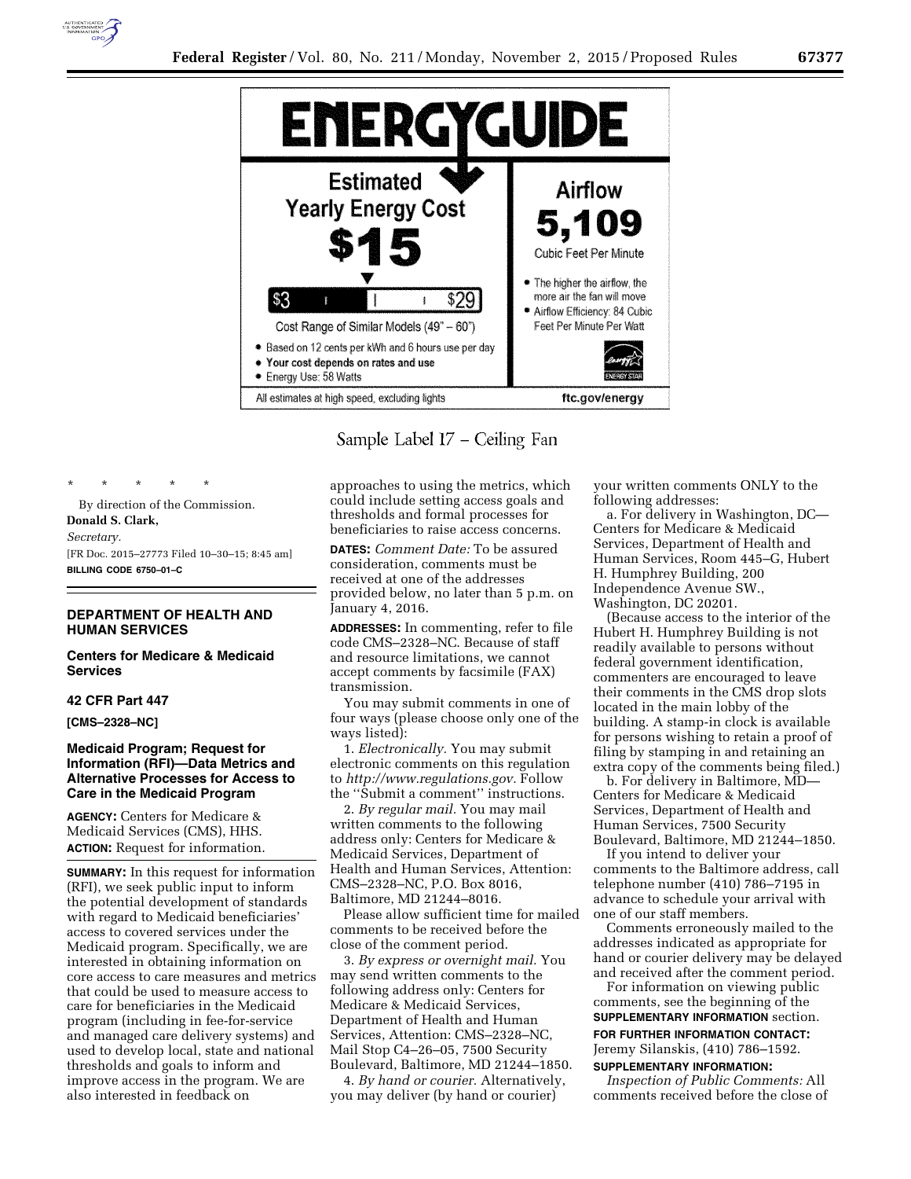ENERGYGUIDE

Estimated Yearly Energy Cost

$15

$3 — $29

Cost Range of Similar Models (49" – 60")

- Based on 12 cents per kWh and 6 hours use per day
- **Your cost depends on rates and use**
- Energy Use: 58 Watts

Airflow

5,109

Cubic Feet Per Minute

- The higher the airflow, the more air the fan will move
- Airflow Efficiency: 84 Cubic Feet Per Minute Per Watt

ENERGY STAR

All estimates at high speed, excluding lights

ftc.gov/energy

Sample Label 17 – Ceiling Fan

\* \* \* \* \*

By direction of the Commission.

**Donald S. Clark,**

*Secretary.*

[FR Doc. 2015–27773 Filed 10–30–15; 8:45 am]

**BILLING CODE 6750–01–C**

## DEPARTMENT OF HEALTH AND HUMAN SERVICES

### Centers for Medicare & Medicaid Services

### 42 CFR Part 447

**[CMS–2328–NC]**

### Medicaid Program; Request for Information (RFI)—Data Metrics and Alternative Processes for Access to Care in the Medicaid Program

**AGENCY:** Centers for Medicare & Medicaid Services (CMS), HHS.

**ACTION:** Request for information.

**SUMMARY:** In this request for information (RFI), we seek public input to inform the potential development of standards with regard to Medicaid beneficiaries' access to covered services under the Medicaid program. Specifically, we are interested in obtaining information on core access to care measures and metrics that could be used to measure access to care for beneficiaries in the Medicaid program (including in fee-for-service and managed care delivery systems) and used to develop local, state and national thresholds and goals to inform and improve access in the program. We are also interested in feedback on approaches to using the metrics, which could include setting access goals and thresholds and formal processes for beneficiaries to raise access concerns.

**DATES:** *Comment Date:* To be assured consideration, comments must be received at one of the addresses provided below, no later than 5 p.m. on January 4, 2016.

**ADDRESSES:** In commenting, refer to file code CMS–2328–NC. Because of staff and resource limitations, we cannot accept comments by facsimile (FAX) transmission.

You may submit comments in one of four ways (please choose only one of the ways listed):

1. *Electronically.* You may submit electronic comments on this regulation to *http://www.regulations.gov.* Follow the ''Submit a comment'' instructions.

2. *By regular mail.* You may mail written comments to the following address only: Centers for Medicare & Medicaid Services, Department of Health and Human Services, Attention: CMS–2328–NC, P.O. Box 8016, Baltimore, MD 21244–8016.

Please allow sufficient time for mailed comments to be received before the close of the comment period.

3. *By express or overnight mail.* You may send written comments to the following address only: Centers for Medicare & Medicaid Services, Department of Health and Human Services, Attention: CMS–2328–NC, Mail Stop C4–26–05, 7500 Security Boulevard, Baltimore, MD 21244–1850.

4. *By hand or courier.* Alternatively, you may deliver (by hand or courier) your written comments ONLY to the following addresses:

a. For delivery in Washington, DC— Centers for Medicare & Medicaid Services, Department of Health and Human Services, Room 445–G, Hubert H. Humphrey Building, 200 Independence Avenue SW., Washington, DC 20201.

(Because access to the interior of the Hubert H. Humphrey Building is not readily available to persons without federal government identification, commenters are encouraged to leave their comments in the CMS drop slots located in the main lobby of the building. A stamp-in clock is available for persons wishing to retain a proof of filing by stamping in and retaining an extra copy of the comments being filed.)

b. For delivery in Baltimore, MD— Centers for Medicare & Medicaid Services, Department of Health and Human Services, 7500 Security Boulevard, Baltimore, MD 21244–1850.

If you intend to deliver your comments to the Baltimore address, call telephone number (410) 786–7195 in advance to schedule your arrival with one of our staff members.

Comments erroneously mailed to the addresses indicated as appropriate for hand or courier delivery may be delayed and received after the comment period.

For information on viewing public comments, see the beginning of the **SUPPLEMENTARY INFORMATION** section.

**FOR FURTHER INFORMATION CONTACT:** Jeremy Silanskis, (410) 786–1592.

**SUPPLEMENTARY INFORMATION:**

*Inspection of Public Comments:* All comments received before the close of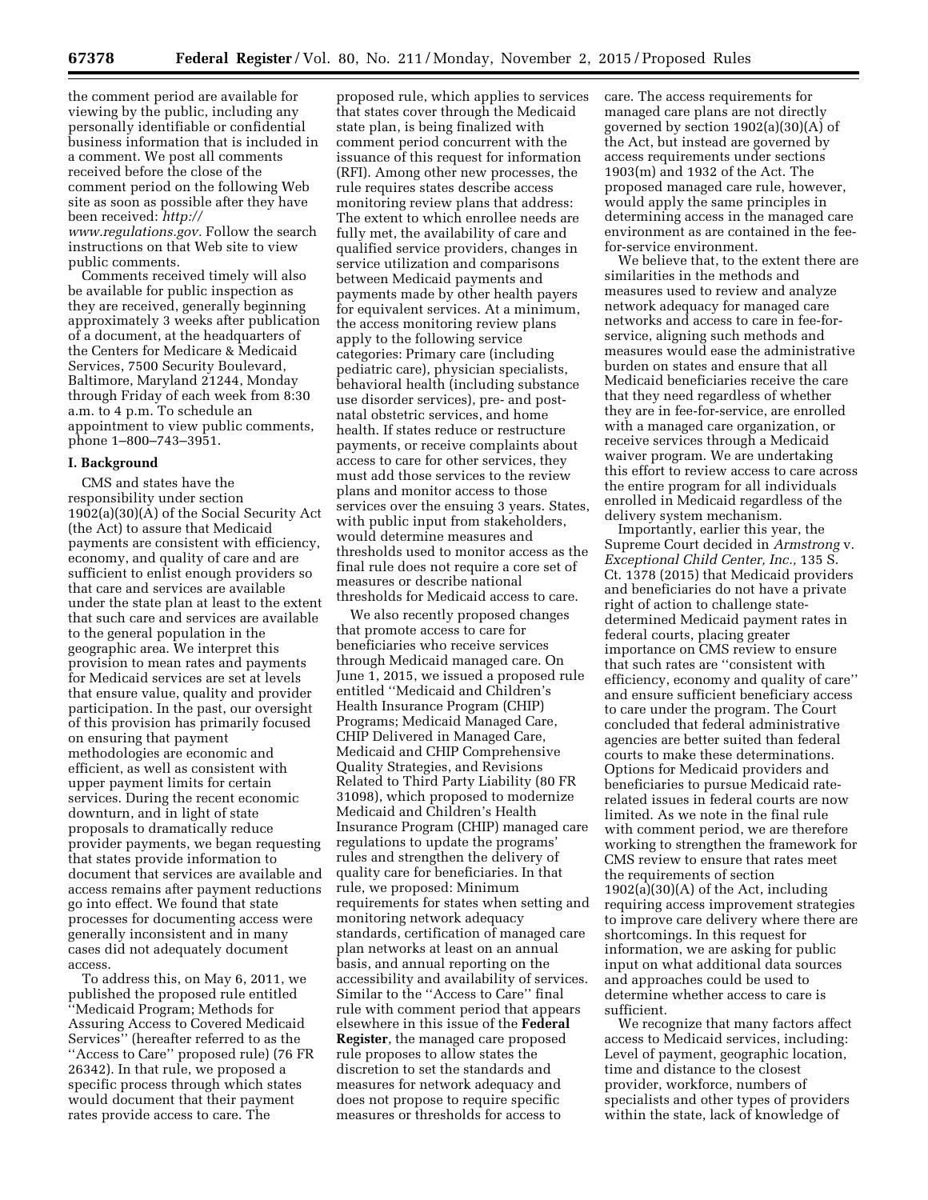the comment period are available for viewing by the public, including any personally identifiable or confidential business information that is included in a comment. We post all comments received before the close of the comment period on the following Web site as soon as possible after they have been received: *http://www.regulations.gov*. Follow the search instructions on that Web site to view public comments.

Comments received timely will also be available for public inspection as they are received, generally beginning approximately 3 weeks after publication of a document, at the headquarters of the Centers for Medicare & Medicaid Services, 7500 Security Boulevard, Baltimore, Maryland 21244, Monday through Friday of each week from 8:30 a.m. to 4 p.m. To schedule an appointment to view public comments, phone 1–800–743–3951.

## I. Background

CMS and states have the responsibility under section 1902(a)(30)(A) of the Social Security Act (the Act) to assure that Medicaid payments are consistent with efficiency, economy, and quality of care and are sufficient to enlist enough providers so that care and services are available under the state plan at least to the extent that such care and services are available to the general population in the geographic area. We interpret this provision to mean rates and payments for Medicaid services are set at levels that ensure value, quality and provider participation. In the past, our oversight of this provision has primarily focused on ensuring that payment methodologies are economic and efficient, as well as consistent with upper payment limits for certain services. During the recent economic downturn, and in light of state proposals to dramatically reduce provider payments, we began requesting that states provide information to document that services are available and access remains after payment reductions go into effect. We found that state processes for documenting access were generally inconsistent and in many cases did not adequately document access.

To address this, on May 6, 2011, we published the proposed rule entitled ''Medicaid Program; Methods for Assuring Access to Covered Medicaid Services'' (hereafter referred to as the ''Access to Care'' proposed rule) (76 FR 26342). In that rule, we proposed a specific process through which states would document that their payment rates provide access to care. The proposed rule, which applies to services that states cover through the Medicaid state plan, is being finalized with comment period concurrent with the issuance of this request for information (RFI). Among other new processes, the rule requires states describe access monitoring review plans that address: The extent to which enrollee needs are fully met, the availability of care and qualified service providers, changes in service utilization and comparisons between Medicaid payments and payments made by other health payers for equivalent services. At a minimum, the access monitoring review plans apply to the following service categories: Primary care (including pediatric care), physician specialists, behavioral health (including substance use disorder services), pre- and post-natal obstetric services, and home health. If states reduce or restructure payments, or receive complaints about access to care for other services, they must add those services to the review plans and monitor access to those services over the ensuing 3 years. States, with public input from stakeholders, would determine measures and thresholds used to monitor access as the final rule does not require a core set of measures or describe national thresholds for Medicaid access to care.

We also recently proposed changes that promote access to care for beneficiaries who receive services through Medicaid managed care. On June 1, 2015, we issued a proposed rule entitled ''Medicaid and Children's Health Insurance Program (CHIP) Programs; Medicaid Managed Care, CHIP Delivered in Managed Care, Medicaid and CHIP Comprehensive Quality Strategies, and Revisions Related to Third Party Liability (80 FR 31098), which proposed to modernize Medicaid and Children's Health Insurance Program (CHIP) managed care regulations to update the programs' rules and strengthen the delivery of quality care for beneficiaries. In that rule, we proposed: Minimum requirements for states when setting and monitoring network adequacy standards, certification of managed care plan networks at least on an annual basis, and annual reporting on the accessibility and availability of services. Similar to the ''Access to Care'' final rule with comment period that appears elsewhere in this issue of the **Federal Register**, the managed care proposed rule proposes to allow states the discretion to set the standards and measures for network adequacy and does not propose to require specific measures or thresholds for access to care. The access requirements for managed care plans are not directly governed by section 1902(a)(30)(A) of the Act, but instead are governed by access requirements under sections 1903(m) and 1932 of the Act. The proposed managed care rule, however, would apply the same principles in determining access in the managed care environment as are contained in the fee-for-service environment.

We believe that, to the extent there are similarities in the methods and measures used to review and analyze network adequacy for managed care networks and access to care in fee-for-service, aligning such methods and measures would ease the administrative burden on states and ensure that all Medicaid beneficiaries receive the care that they need regardless of whether they are in fee-for-service, are enrolled with a managed care organization, or receive services through a Medicaid waiver program. We are undertaking this effort to review access to care across the entire program for all individuals enrolled in Medicaid regardless of the delivery system mechanism.

Importantly, earlier this year, the Supreme Court decided in *Armstrong* v. *Exceptional Child Center, Inc.,* 135 S. Ct. 1378 (2015) that Medicaid providers and beneficiaries do not have a private right of action to challenge state-determined Medicaid payment rates in federal courts, placing greater importance on CMS review to ensure that such rates are ''consistent with efficiency, economy and quality of care'' and ensure sufficient beneficiary access to care under the program. The Court concluded that federal administrative agencies are better suited than federal courts to make these determinations. Options for Medicaid providers and beneficiaries to pursue Medicaid rate-related issues in federal courts are now limited. As we note in the final rule with comment period, we are therefore working to strengthen the framework for CMS review to ensure that rates meet the requirements of section 1902(a)(30)(A) of the Act, including requiring access improvement strategies to improve care delivery where there are shortcomings. In this request for information, we are asking for public input on what additional data sources and approaches could be used to determine whether access to care is sufficient.

We recognize that many factors affect access to Medicaid services, including: Level of payment, geographic location, time and distance to the closest provider, workforce, numbers of specialists and other types of providers within the state, lack of knowledge of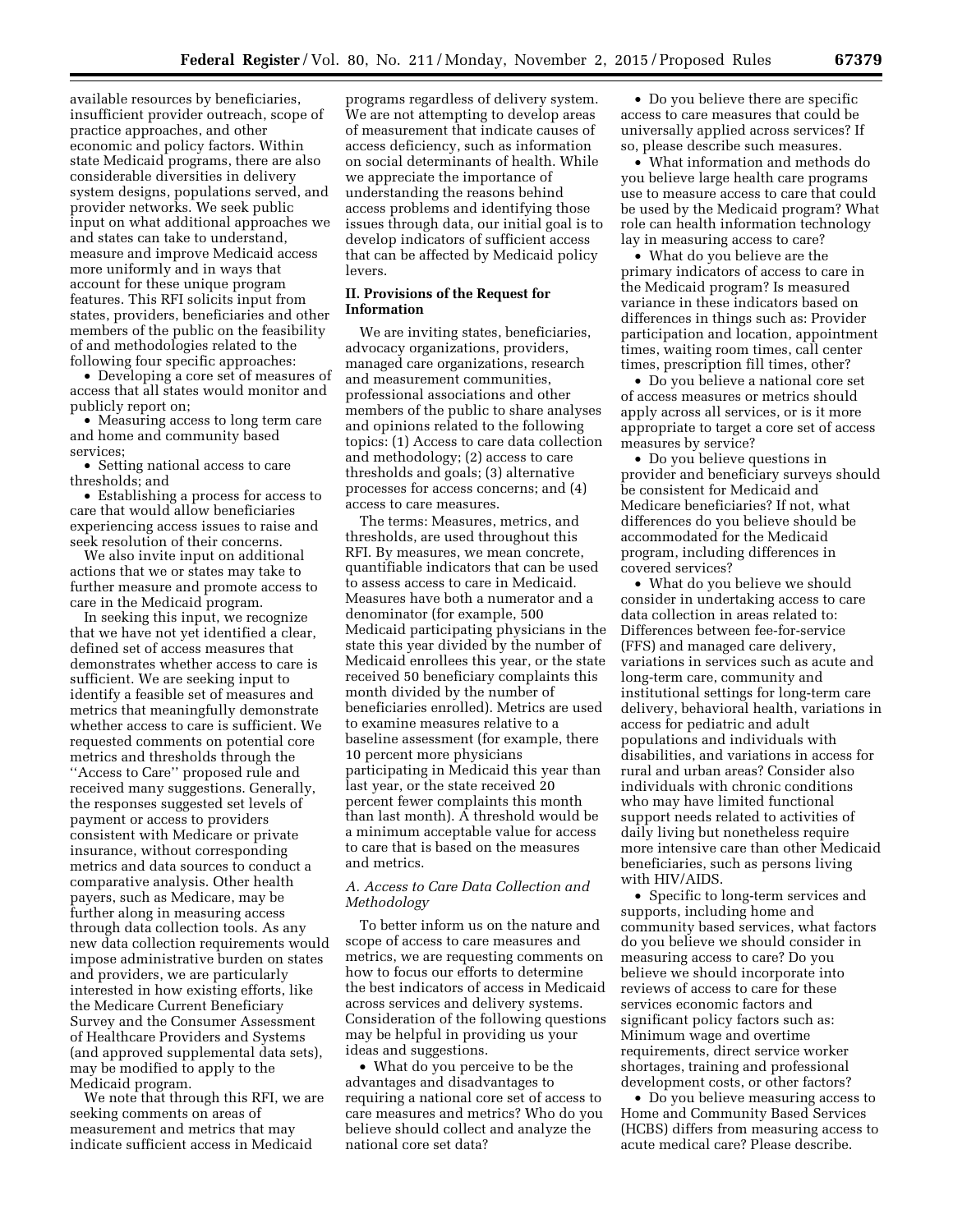available resources by beneficiaries, insufficient provider outreach, scope of practice approaches, and other economic and policy factors. Within state Medicaid programs, there are also considerable diversities in delivery system designs, populations served, and provider networks. We seek public input on what additional approaches we and states can take to understand, measure and improve Medicaid access more uniformly and in ways that account for these unique program features. This RFI solicits input from states, providers, beneficiaries and other members of the public on the feasibility of and methodologies related to the following four specific approaches:

- Developing a core set of measures of access that all states would monitor and publicly report on;
- Measuring access to long term care and home and community based services;
- Setting national access to care thresholds; and
- Establishing a process for access to care that would allow beneficiaries experiencing access issues to raise and seek resolution of their concerns.

We also invite input on additional actions that we or states may take to further measure and promote access to care in the Medicaid program.

In seeking this input, we recognize that we have not yet identified a clear, defined set of access measures that demonstrates whether access to care is sufficient. We are seeking input to identify a feasible set of measures and metrics that meaningfully demonstrate whether access to care is sufficient. We requested comments on potential core metrics and thresholds through the ''Access to Care'' proposed rule and received many suggestions. Generally, the responses suggested set levels of payment or access to providers consistent with Medicare or private insurance, without corresponding metrics and data sources to conduct a comparative analysis. Other health payers, such as Medicare, may be further along in measuring access through data collection tools. As any new data collection requirements would impose administrative burden on states and providers, we are particularly interested in how existing efforts, like the Medicare Current Beneficiary Survey and the Consumer Assessment of Healthcare Providers and Systems (and approved supplemental data sets), may be modified to apply to the Medicaid program.

We note that through this RFI, we are seeking comments on areas of measurement and metrics that may indicate sufficient access in Medicaid programs regardless of delivery system. We are not attempting to develop areas of measurement that indicate causes of access deficiency, such as information on social determinants of health. While we appreciate the importance of understanding the reasons behind access problems and identifying those issues through data, our initial goal is to develop indicators of sufficient access that can be affected by Medicaid policy levers.

## II. Provisions of the Request for Information

We are inviting states, beneficiaries, advocacy organizations, providers, managed care organizations, research and measurement communities, professional associations and other members of the public to share analyses and opinions related to the following topics: (1) Access to care data collection and methodology; (2) access to care thresholds and goals; (3) alternative processes for access concerns; and (4) access to care measures.

The terms: Measures, metrics, and thresholds, are used throughout this RFI. By measures, we mean concrete, quantifiable indicators that can be used to assess access to care in Medicaid. Measures have both a numerator and a denominator (for example, 500 Medicaid participating physicians in the state this year divided by the number of Medicaid enrollees this year, or the state received 50 beneficiary complaints this month divided by the number of beneficiaries enrolled). Metrics are used to examine measures relative to a baseline assessment (for example, there 10 percent more physicians participating in Medicaid this year than last year, or the state received 20 percent fewer complaints this month than last month). A threshold would be a minimum acceptable value for access to care that is based on the measures and metrics.

### *A. Access to Care Data Collection and Methodology*

To better inform us on the nature and scope of access to care measures and metrics, we are requesting comments on how to focus our efforts to determine the best indicators of access in Medicaid across services and delivery systems. Consideration of the following questions may be helpful in providing us your ideas and suggestions.

- What do you perceive to be the advantages and disadvantages to requiring a national core set of access to care measures and metrics? Who do you believe should collect and analyze the national core set data?
- Do you believe there are specific access to care measures that could be universally applied across services? If so, please describe such measures.
- What information and methods do you believe large health care programs use to measure access to care that could be used by the Medicaid program? What role can health information technology lay in measuring access to care?
- What do you believe are the primary indicators of access to care in the Medicaid program? Is measured variance in these indicators based on differences in things such as: Provider participation and location, appointment times, waiting room times, call center times, prescription fill times, other?
- Do you believe a national core set of access measures or metrics should apply across all services, or is it more appropriate to target a core set of access measures by service?
- Do you believe questions in provider and beneficiary surveys should be consistent for Medicaid and Medicare beneficiaries? If not, what differences do you believe should be accommodated for the Medicaid program, including differences in covered services?
- What do you believe we should consider in undertaking access to care data collection in areas related to: Differences between fee-for-service (FFS) and managed care delivery, variations in services such as acute and long-term care, community and institutional settings for long-term care delivery, behavioral health, variations in access for pediatric and adult populations and individuals with disabilities, and variations in access for rural and urban areas? Consider also individuals with chronic conditions who may have limited functional support needs related to activities of daily living but nonetheless require more intensive care than other Medicaid beneficiaries, such as persons living with HIV/AIDS.
- Specific to long-term services and supports, including home and community based services, what factors do you believe we should consider in measuring access to care? Do you believe we should incorporate into reviews of access to care for these services economic factors and significant policy factors such as: Minimum wage and overtime requirements, direct service worker shortages, training and professional development costs, or other factors?
- Do you believe measuring access to Home and Community Based Services (HCBS) differs from measuring access to acute medical care? Please describe.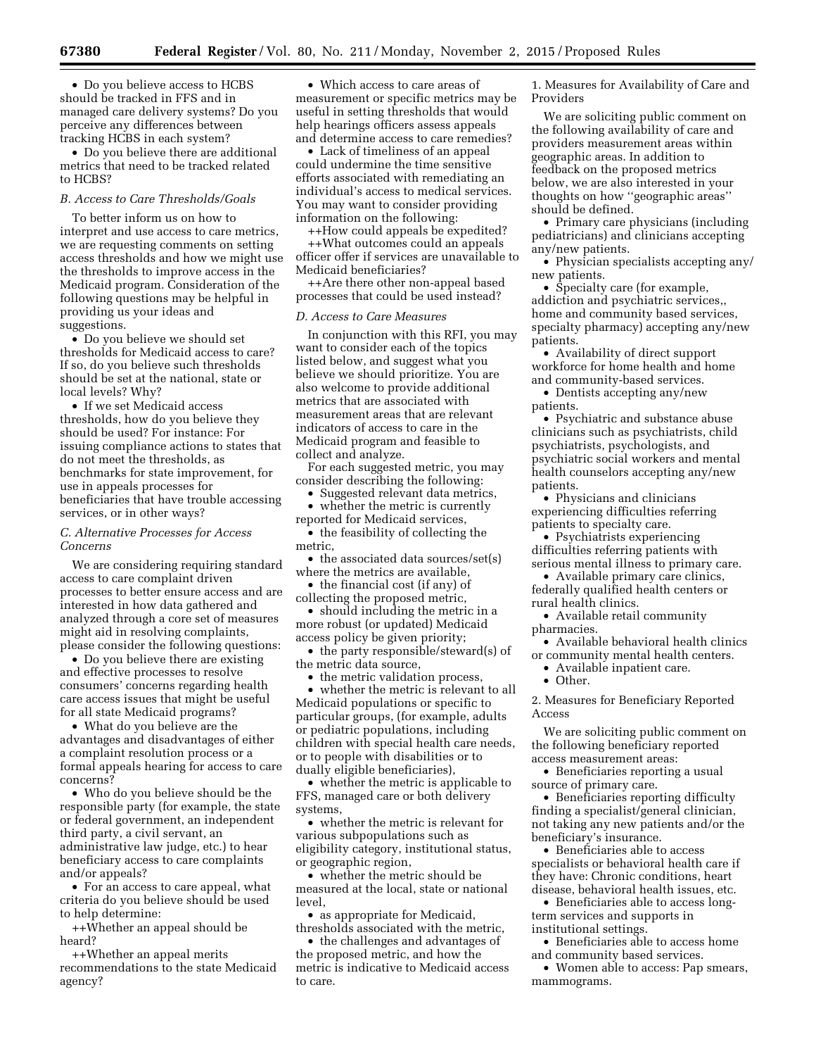- Do you believe access to HCBS should be tracked in FFS and in managed care delivery systems? Do you perceive any differences between tracking HCBS in each system?
- Do you believe there are additional metrics that need to be tracked related to HCBS?

### *B. Access to Care Thresholds/Goals*

To better inform us on how to interpret and use access to care metrics, we are requesting comments on setting access thresholds and how we might use the thresholds to improve access in the Medicaid program. Consideration of the following questions may be helpful in providing us your ideas and suggestions.

- Do you believe we should set thresholds for Medicaid access to care? If so, do you believe such thresholds should be set at the national, state or local levels? Why?
- If we set Medicaid access thresholds, how do you believe they should be used? For instance: For issuing compliance actions to states that do not meet the thresholds, as benchmarks for state improvement, for use in appeals processes for beneficiaries that have trouble accessing services, or in other ways?

### *C. Alternative Processes for Access Concerns*

We are considering requiring standard access to care complaint driven processes to better ensure access and are interested in how data gathered and analyzed through a core set of measures might aid in resolving complaints, please consider the following questions:

- Do you believe there are existing and effective processes to resolve consumers' concerns regarding health care access issues that might be useful for all state Medicaid programs?
- What do you believe are the advantages and disadvantages of either a complaint resolution process or a formal appeals hearing for access to care concerns?
- Who do you believe should be the responsible party (for example, the state or federal government, an independent third party, a civil servant, an administrative law judge, etc.) to hear beneficiary access to care complaints and/or appeals?
- For an access to care appeal, what criteria do you believe should be used to help determine:

++Whether an appeal should be heard?

++Whether an appeal merits recommendations to the state Medicaid agency?

- Which access to care areas of measurement or specific metrics may be useful in setting thresholds that would help hearings officers assess appeals and determine access to care remedies?
- Lack of timeliness of an appeal could undermine the time sensitive efforts associated with remediating an individual's access to medical services. You may want to consider providing information on the following:

++How could appeals be expedited?

++What outcomes could an appeals officer offer if services are unavailable to Medicaid beneficiaries?

++Are there other non-appeal based processes that could be used instead?

### *D. Access to Care Measures*

In conjunction with this RFI, you may want to consider each of the topics listed below, and suggest what you believe we should prioritize. You are also welcome to provide additional metrics that are associated with measurement areas that are relevant indicators of access to care in the Medicaid program and feasible to collect and analyze.

For each suggested metric, you may consider describing the following:

- Suggested relevant data metrics,
- whether the metric is currently reported for Medicaid services,
- the feasibility of collecting the metric,
- the associated data sources/set(s) where the metrics are available,
- the financial cost (if any) of collecting the proposed metric,
- should including the metric in a more robust (or updated) Medicaid access policy be given priority;
- the party responsible/steward(s) of the metric data source,
- the metric validation process,
- whether the metric is relevant to all Medicaid populations or specific to particular groups, (for example, adults or pediatric populations, including children with special health care needs, or to people with disabilities or to dually eligible beneficiaries),
- whether the metric is applicable to FFS, managed care or both delivery systems,
- whether the metric is relevant for various subpopulations such as eligibility category, institutional status, or geographic region,
- whether the metric should be measured at the local, state or national level,
- as appropriate for Medicaid, thresholds associated with the metric,
- the challenges and advantages of the proposed metric, and how the metric is indicative to Medicaid access to care.

1. Measures for Availability of Care and Providers

We are soliciting public comment on the following availability of care and providers measurement areas within geographic areas. In addition to feedback on the proposed metrics below, we are also interested in your thoughts on how "geographic areas" should be defined.

- Primary care physicians (including pediatricians) and clinicians accepting any/new patients.
- Physician specialists accepting any/new patients.
- Specialty care (for example, addiction and psychiatric services,, home and community based services, specialty pharmacy) accepting any/new patients.
- Availability of direct support workforce for home health and home and community-based services.
- Dentists accepting any/new patients.
- Psychiatric and substance abuse clinicians such as psychiatrists, child psychiatrists, psychologists, and psychiatric social workers and mental health counselors accepting any/new patients.
- Physicians and clinicians experiencing difficulties referring patients to specialty care.
- Psychiatrists experiencing difficulties referring patients with serious mental illness to primary care.
- Available primary care clinics, federally qualified health centers or rural health clinics.
- Available retail community pharmacies.
- Available behavioral health clinics or community mental health centers.
- Available inpatient care.
- Other.

2. Measures for Beneficiary Reported Access

We are soliciting public comment on the following beneficiary reported access measurement areas:

- Beneficiaries reporting a usual source of primary care.
- Beneficiaries reporting difficulty finding a specialist/general clinician, not taking any new patients and/or the beneficiary's insurance.
- Beneficiaries able to access specialists or behavioral health care if they have: Chronic conditions, heart disease, behavioral health issues, etc.
- Beneficiaries able to access long-term services and supports in institutional settings.
- Beneficiaries able to access home and community based services.
- Women able to access: Pap smears, mammograms.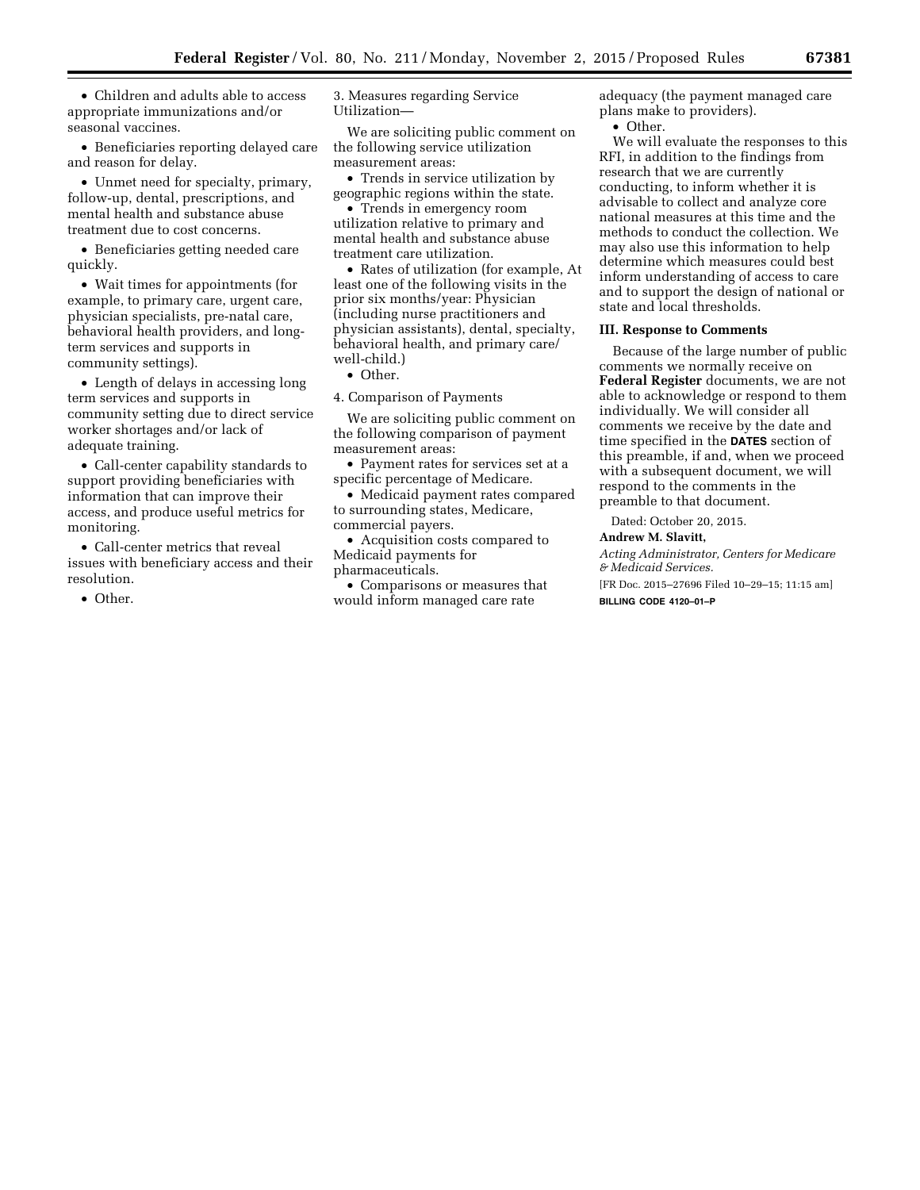- Children and adults able to access appropriate immunizations and/or seasonal vaccines.
- Beneficiaries reporting delayed care and reason for delay.
- Unmet need for specialty, primary, follow-up, dental, prescriptions, and mental health and substance abuse treatment due to cost concerns.
- Beneficiaries getting needed care quickly.
- Wait times for appointments (for example, to primary care, urgent care, physician specialists, pre-natal care, behavioral health providers, and long-term services and supports in community settings).
- Length of delays in accessing long term services and supports in community setting due to direct service worker shortages and/or lack of adequate training.
- Call-center capability standards to support providing beneficiaries with information that can improve their access, and produce useful metrics for monitoring.
- Call-center metrics that reveal issues with beneficiary access and their resolution.
- Other.

3. Measures regarding Service Utilization—

We are soliciting public comment on the following service utilization measurement areas:

- Trends in service utilization by geographic regions within the state.
- Trends in emergency room utilization relative to primary and mental health and substance abuse treatment care utilization.
- Rates of utilization (for example, At least one of the following visits in the prior six months/year: Physician (including nurse practitioners and physician assistants), dental, specialty, behavioral health, and primary care/well-child.)
- Other.

4. Comparison of Payments

We are soliciting public comment on the following comparison of payment measurement areas:

- Payment rates for services set at a specific percentage of Medicare.
- Medicaid payment rates compared to surrounding states, Medicare, commercial payers.
- Acquisition costs compared to Medicaid payments for pharmaceuticals.
- Comparisons or measures that would inform managed care rate adequacy (the payment managed care plans make to providers).
- Other.

We will evaluate the responses to this RFI, in addition to the findings from research that we are currently conducting, to inform whether it is advisable to collect and analyze core national measures at this time and the methods to conduct the collection. We may also use this information to help determine which measures could best inform understanding of access to care and to support the design of national or state and local thresholds.

## III. Response to Comments

Because of the large number of public comments we normally receive on **Federal Register** documents, we are not able to acknowledge or respond to them individually. We will consider all comments we receive by the date and time specified in the **DATES** section of this preamble, if and, when we proceed with a subsequent document, we will respond to the comments in the preamble to that document.

Dated: October 20, 2015.

**Andrew M. Slavitt,**

*Acting Administrator, Centers for Medicare & Medicaid Services.*

[FR Doc. 2015–27696 Filed 10–29–15; 11:15 am]

**BILLING CODE 4120–01–P**